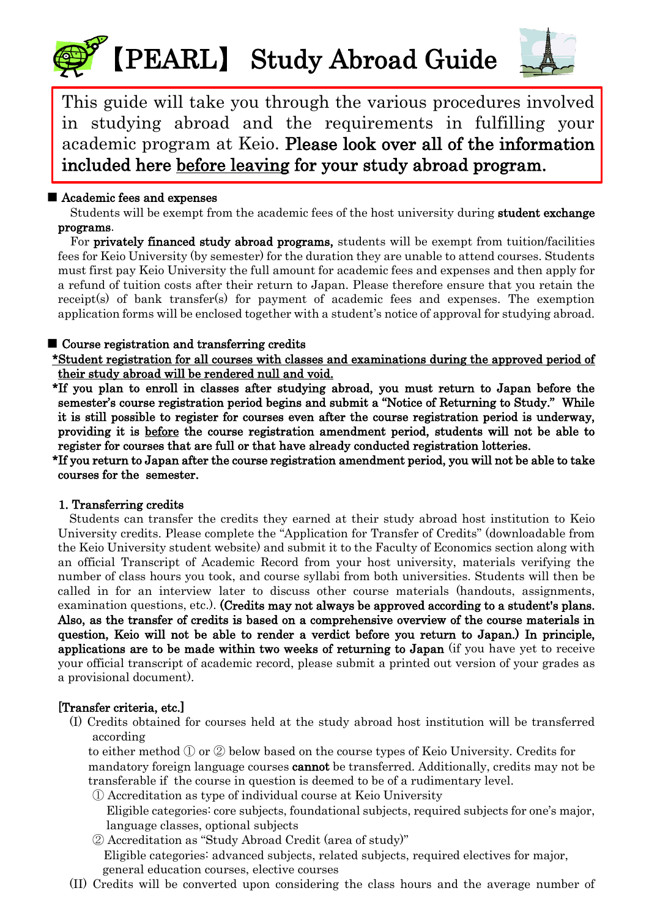# 【PEARL】 Study Abroad Guide

This guide will take you through the various procedures involved in studying abroad and the requirements in fulfilling your academic program at Keio. **Please look over all of the information included here <u>before leaving</u> for your study abroad program.**

## ■ Academic fees and expenses

Students will be exempt from the academic fees of the host university during **student exchange programs**.

For **privately financed study abroad programs,** students will be exempt from tuition/facilities fees for Keio University (by semester) for the duration they are unable to attend courses. Students must first pay Keio University the full amount for academic fees and expenses and then apply for a refund of tuition costs after their return to Japan. Please therefore ensure that you retain the receipt(s) of bank transfer(s) for payment of academic fees and expenses. The exemption application forms will be enclosed together with a student's notice of approval for studying abroad.

## ■ Course registration and transferring credits

**<u>*Student registration for all courses with classes and examinations during the approved period of their study abroad will be rendered null and void.</u>**

**\*If you plan to enroll in classes after studying abroad, you must return to Japan before the semester's course registration period begins and submit a "Notice of Returning to Study." While it is still possible to register for courses even after the course registration period is underway, providing it is <u>before</u> the course registration amendment period, students will not be able to register for courses that are full or that have already conducted registration lotteries.**

**\*If you return to Japan after the course registration amendment period, you will not be able to take courses for the semester.**

### 1. Transferring credits

Students can transfer the credits they earned at their study abroad host institution to Keio University credits. Please complete the "Application for Transfer of Credits" (downloadable from the Keio University student website) and submit it to the Faculty of Economics section along with an official Transcript of Academic Record from your host university, materials verifying the number of class hours you took, and course syllabi from both universities. Students will then be called in for an interview later to discuss other course materials (handouts, assignments, examination questions, etc.). **(Credits may not always be approved according to a student's plans. Also, as the transfer of credits is based on a comprehensive overview of the course materials in question, Keio will not be able to render a verdict before you return to Japan.) In principle, applications are to be made within two weeks of returning to Japan** (if you have yet to receive your official transcript of academic record, please submit a printed out version of your grades as a provisional document).

**[Transfer criteria, etc.]**

(I) Credits obtained for courses held at the study abroad host institution will be transferred according to either method ① or ② below based on the course types of Keio University. Credits for mandatory foreign language courses **cannot** be transferred. Additionally, credits may not be transferable if the course in question is deemed to be of a rudimentary level.

① Accreditation as type of individual course at Keio University
Eligible categories: core subjects, foundational subjects, required subjects for one's major, language classes, optional subjects

② Accreditation as "Study Abroad Credit (area of study)"
Eligible categories: advanced subjects, related subjects, required electives for major, general education courses, elective courses

(II) Credits will be converted upon considering the class hours and the average number of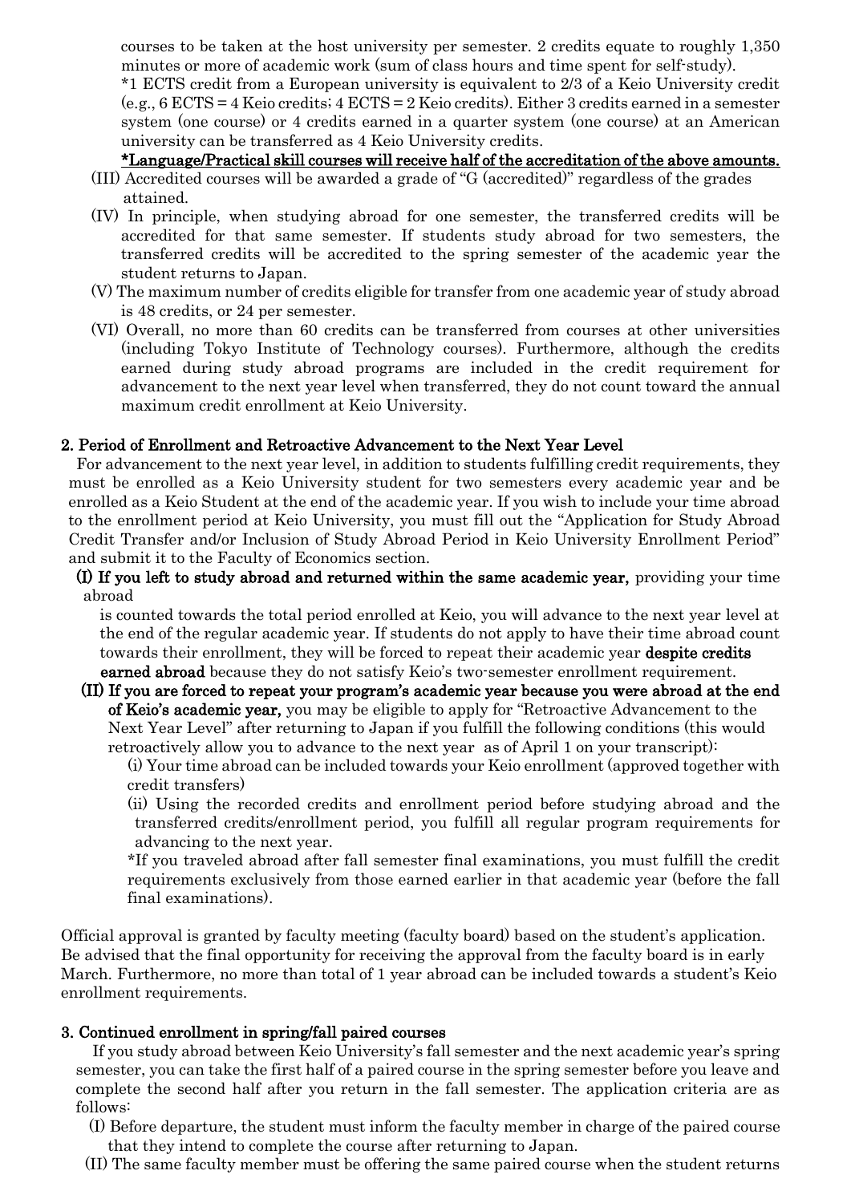courses to be taken at the host university per semester. 2 credits equate to roughly 1,350 minutes or more of academic work (sum of class hours and time spent for self-study).

*1 ECTS credit from a European university is equivalent to 2/3 of a Keio University credit (e.g., 6 ECTS = 4 Keio credits; 4 ECTS = 2 Keio credits). Either 3 credits earned in a semester system (one course) or 4 credits earned in a quarter system (one course) at an American university can be transferred as 4 Keio University credits.

**\*Language/Practical skill courses will receive half of the accreditation of the above amounts.**

(III) Accredited courses will be awarded a grade of "G (accredited)" regardless of the grades attained.

(IV) In principle, when studying abroad for one semester, the transferred credits will be accredited for that same semester. If students study abroad for two semesters, the transferred credits will be accredited to the spring semester of the academic year the student returns to Japan.

(V) The maximum number of credits eligible for transfer from one academic year of study abroad is 48 credits, or 24 per semester.

(VI) Overall, no more than 60 credits can be transferred from courses at other universities (including Tokyo Institute of Technology courses). Furthermore, although the credits earned during study abroad programs are included in the credit requirement for advancement to the next year level when transferred, they do not count toward the annual maximum credit enrollment at Keio University.

## 2. Period of Enrollment and Retroactive Advancement to the Next Year Level

For advancement to the next year level, in addition to students fulfilling credit requirements, they must be enrolled as a Keio University student for two semesters every academic year and be enrolled as a Keio Student at the end of the academic year. If you wish to include your time abroad to the enrollment period at Keio University, you must fill out the "Application for Study Abroad Credit Transfer and/or Inclusion of Study Abroad Period in Keio University Enrollment Period" and submit it to the Faculty of Economics section.

**(I) If you left to study abroad and returned within the same academic year,** providing your time abroad is counted towards the total period enrolled at Keio, you will advance to the next year level at the end of the regular academic year. If students do not apply to have their time abroad count towards their enrollment, they will be forced to repeat their academic year **despite credits earned abroad** because they do not satisfy Keio's two-semester enrollment requirement.

**(II) If you are forced to repeat your program's academic year because you were abroad at the end of Keio's academic year,** you may be eligible to apply for "Retroactive Advancement to the Next Year Level" after returning to Japan if you fulfill the following conditions (this would retroactively allow you to advance to the next year as of April 1 on your transcript):

(i) Your time abroad can be included towards your Keio enrollment (approved together with credit transfers)

(ii) Using the recorded credits and enrollment period before studying abroad and the transferred credits/enrollment period, you fulfill all regular program requirements for advancing to the next year.

*If you traveled abroad after fall semester final examinations, you must fulfill the credit requirements exclusively from those earned earlier in that academic year (before the fall final examinations).

Official approval is granted by faculty meeting (faculty board) based on the student's application. Be advised that the final opportunity for receiving the approval from the faculty board is in early March. Furthermore, no more than total of 1 year abroad can be included towards a student's Keio enrollment requirements.

## 3. Continued enrollment in spring/fall paired courses

If you study abroad between Keio University's fall semester and the next academic year's spring semester, you can take the first half of a paired course in the spring semester before you leave and complete the second half after you return in the fall semester. The application criteria are as follows:

(I) Before departure, the student must inform the faculty member in charge of the paired course that they intend to complete the course after returning to Japan.

(II) The same faculty member must be offering the same paired course when the student returns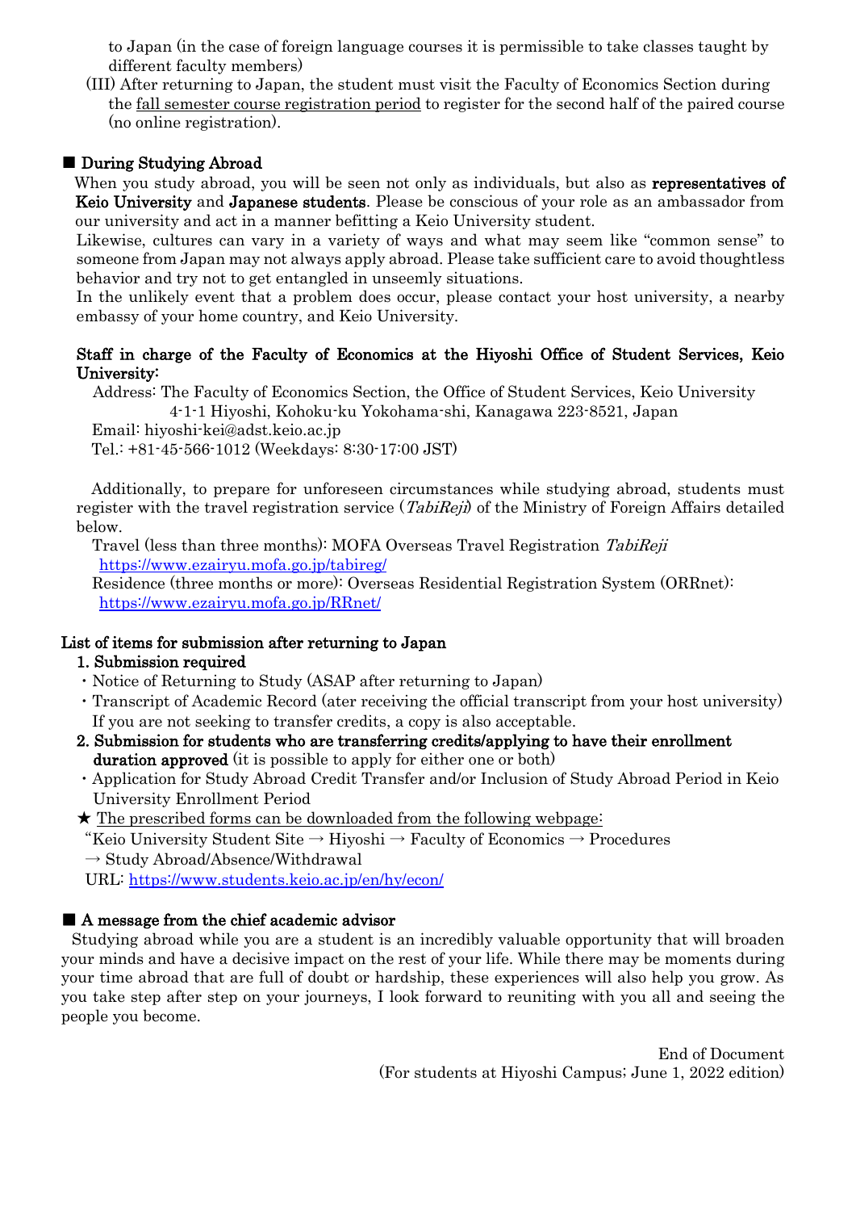to Japan (in the case of foreign language courses it is permissible to take classes taught by different faculty members)

(III) After returning to Japan, the student must visit the Faculty of Economics Section during the fall semester course registration period to register for the second half of the paired course (no online registration).

## ■ During Studying Abroad

When you study abroad, you will be seen not only as individuals, but also as **representatives of Keio University** and **Japanese students**. Please be conscious of your role as an ambassador from our university and act in a manner befitting a Keio University student.

Likewise, cultures can vary in a variety of ways and what may seem like "common sense" to someone from Japan may not always apply abroad. Please take sufficient care to avoid thoughtless behavior and try not to get entangled in unseemly situations.

In the unlikely event that a problem does occur, please contact your host university, a nearby embassy of your home country, and Keio University.

**Staff in charge of the Faculty of Economics at the Hiyoshi Office of Student Services, Keio University:**

Address: The Faculty of Economics Section, the Office of Student Services, Keio University
4-1-1 Hiyoshi, Kohoku-ku Yokohama-shi, Kanagawa 223-8521, Japan

Email: hiyoshi-kei@adst.keio.ac.jp

Tel.: +81-45-566-1012 (Weekdays: 8:30-17:00 JST)

Additionally, to prepare for unforeseen circumstances while studying abroad, students must register with the travel registration service (*TabiReji*) of the Ministry of Foreign Affairs detailed below.

Travel (less than three months): MOFA Overseas Travel Registration *TabiReji*
https://www.ezairyu.mofa.go.jp/tabireg/

Residence (three months or more): Overseas Residential Registration System (ORRnet):
https://www.ezairyu.mofa.go.jp/RRnet/

## List of items for submission after returning to Japan

**1. Submission required**

- Notice of Returning to Study (ASAP after returning to Japan)
- Transcript of Academic Record (ater receiving the official transcript from your host university) If you are not seeking to transfer credits, a copy is also acceptable.

**2. Submission for students who are transferring credits/applying to have their enrollment duration approved** (it is possible to apply for either one or both)

- Application for Study Abroad Credit Transfer and/or Inclusion of Study Abroad Period in Keio University Enrollment Period

★ The prescribed forms can be downloaded from the following webpage:

"Keio University Student Site → Hiyoshi → Faculty of Economics → Procedures → Study Abroad/Absence/Withdrawal

URL: https://www.students.keio.ac.jp/en/hy/econ/

## ■ A message from the chief academic advisor

Studying abroad while you are a student is an incredibly valuable opportunity that will broaden your minds and have a decisive impact on the rest of your life. While there may be moments during your time abroad that are full of doubt or hardship, these experiences will also help you grow. As you take step after step on your journeys, I look forward to reuniting with you all and seeing the people you become.

End of Document
(For students at Hiyoshi Campus; June 1, 2022 edition)